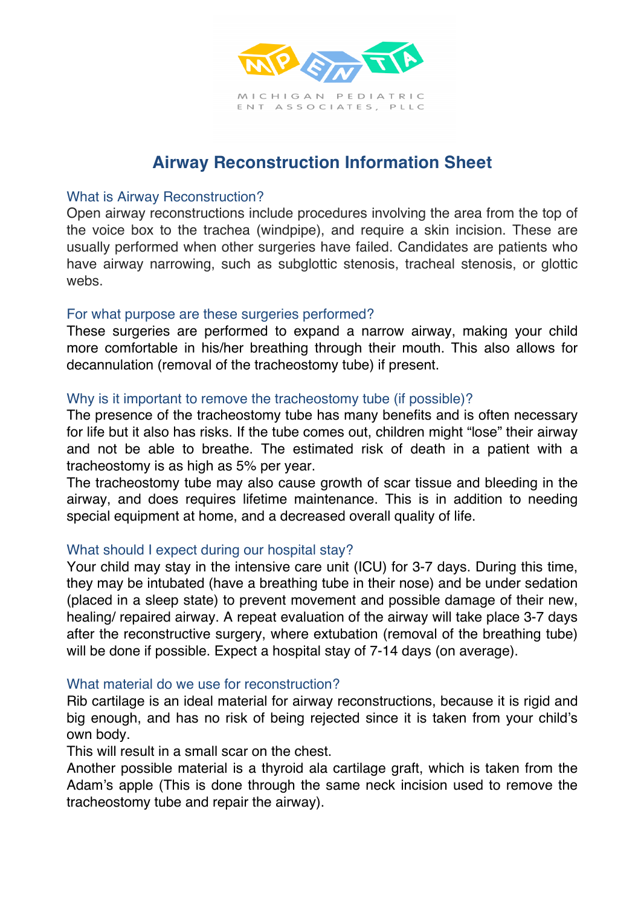MICHIGAN PEDIATRIC ENT ASSOCIATES, PLLC

# Airway Reconstruction Information Sheet

## What is Airway Reconstruction?

Open airway reconstructions include procedures involving the area from the top of the voice box to the trachea (windpipe), and require a skin incision. These are usually performed when other surgeries have failed. Candidates are patients who have airway narrowing, such as subglottic stenosis, tracheal stenosis, or glottic webs.

## For what purpose are these surgeries performed?

These surgeries are performed to expand a narrow airway, making your child more comfortable in his/her breathing through their mouth. This also allows for decannulation (removal of the tracheostomy tube) if present.

## Why is it important to remove the tracheostomy tube (if possible)?

The presence of the tracheostomy tube has many benefits and is often necessary for life but it also has risks. If the tube comes out, children might "lose" their airway and not be able to breathe. The estimated risk of death in a patient with a tracheostomy is as high as 5% per year.

The tracheostomy tube may also cause growth of scar tissue and bleeding in the airway, and does requires lifetime maintenance. This is in addition to needing special equipment at home, and a decreased overall quality of life.

## What should I expect during our hospital stay?

Your child may stay in the intensive care unit (ICU) for 3-7 days. During this time, they may be intubated (have a breathing tube in their nose) and be under sedation (placed in a sleep state) to prevent movement and possible damage of their new, healing/ repaired airway. A repeat evaluation of the airway will take place 3-7 days after the reconstructive surgery, where extubation (removal of the breathing tube) will be done if possible. Expect a hospital stay of 7-14 days (on average).

## What material do we use for reconstruction?

Rib cartilage is an ideal material for airway reconstructions, because it is rigid and big enough, and has no risk of being rejected since it is taken from your child's own body.

This will result in a small scar on the chest.

Another possible material is a thyroid ala cartilage graft, which is taken from the Adam's apple (This is done through the same neck incision used to remove the tracheostomy tube and repair the airway).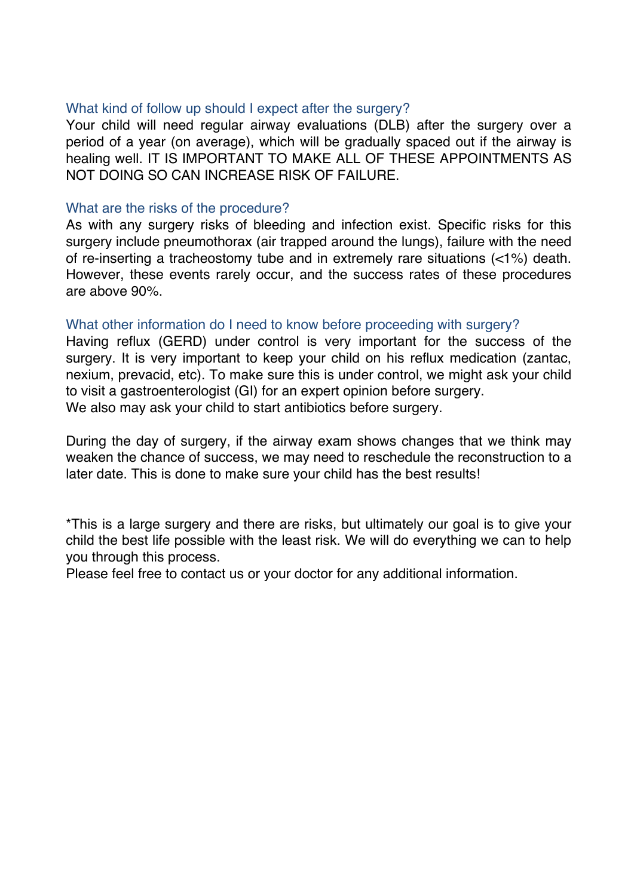### What kind of follow up should I expect after the surgery?

Your child will need regular airway evaluations (DLB) after the surgery over a period of a year (on average), which will be gradually spaced out if the airway is healing well. IT IS IMPORTANT TO MAKE ALL OF THESE APPOINTMENTS AS NOT DOING SO CAN INCREASE RISK OF FAILURE.

### What are the risks of the procedure?

As with any surgery risks of bleeding and infection exist. Specific risks for this surgery include pneumothorax (air trapped around the lungs), failure with the need of re-inserting a tracheostomy tube and in extremely rare situations (<1%) death. However, these events rarely occur, and the success rates of these procedures are above 90%.

### What other information do I need to know before proceeding with surgery?

Having reflux (GERD) under control is very important for the success of the surgery. It is very important to keep your child on his reflux medication (zantac, nexium, prevacid, etc). To make sure this is under control, we might ask your child to visit a gastroenterologist (GI) for an expert opinion before surgery.
We also may ask your child to start antibiotics before surgery.

During the day of surgery, if the airway exam shows changes that we think may weaken the chance of success, we may need to reschedule the reconstruction to a later date. This is done to make sure your child has the best results!

*This is a large surgery and there are risks, but ultimately our goal is to give your child the best life possible with the least risk. We will do everything we can to help you through this process.
Please feel free to contact us or your doctor for any additional information.